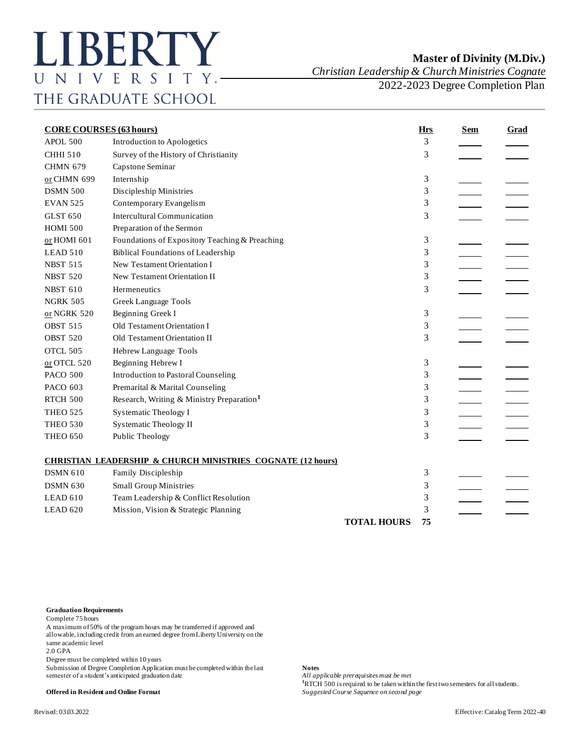# LIBERTY UNIVERSITY
THE GRADUATE SCHOOL

## Master of Divinity (M.Div.)
*Christian Leadership & Church Ministries Cognate*
2022-2023 Degree Completion Plan

| **CORE COURSES (63 hours)** | | **Hrs** | **Sem** | **Grad** |
|---|---|---|---|---|
| APOL 500 | Introduction to Apologetics | 3 | ____ | ____ |
| CHHI 510 | Survey of the History of Christianity | 3 | ____ | ____ |
| CHMN 679 | Capstone Seminar | | | |
| or CHMN 699 | Internship | 3 | ____ | ____ |
| DSMN 500 | Discipleship Ministries | 3 | ____ | ____ |
| EVAN 525 | Contemporary Evangelism | 3 | ____ | ____ |
| GLST 650 | Intercultural Communication | 3 | ____ | ____ |
| HOMI 500 | Preparation of the Sermon | | | |
| or HOMI 601 | Foundations of Expository Teaching & Preaching | 3 | ____ | ____ |
| LEAD 510 | Biblical Foundations of Leadership | 3 | ____ | ____ |
| NBST 515 | New Testament Orientation I | 3 | ____ | ____ |
| NBST 520 | New Testament Orientation II | 3 | ____ | ____ |
| NBST 610 | Hermeneutics | 3 | ____ | ____ |
| NGRK 505 | Greek Language Tools | | | |
| or NGRK 520 | Beginning Greek I | 3 | ____ | ____ |
| OBST 515 | Old Testament Orientation I | 3 | ____ | ____ |
| OBST 520 | Old Testament Orientation II | 3 | ____ | ____ |
| OTCL 505 | Hebrew Language Tools | | | |
| or OTCL 520 | Beginning Hebrew I | 3 | ____ | ____ |
| PACO 500 | Introduction to Pastoral Counseling | 3 | ____ | ____ |
| PACO 603 | Premarital & Marital Counseling | 3 | ____ | ____ |
| RTCH 500 | Research, Writing & Ministry Preparation[1] | 3 | ____ | ____ |
| THEO 525 | Systematic Theology I | 3 | ____ | ____ |
| THEO 530 | Systematic Theology II | 3 | ____ | ____ |
| THEO 650 | Public Theology | 3 | ____ | ____ |
| **CHRISTIAN LEADERSHIP & CHURCH MINISTRIES COGNATE (12 hours)** | | | | |
| DSMN 610 | Family Discipleship | 3 | ____ | ____ |
| DSMN 630 | Small Group Ministries | 3 | ____ | ____ |
| LEAD 610 | Team Leadership & Conflict Resolution | 3 | ____ | ____ |
| LEAD 620 | Mission, Vision & Strategic Planning | 3 | ____ | ____ |
| | **TOTAL HOURS** | **75** | | |

**Graduation Requirements**
Complete 75 hours
A maximum of 50% of the program hours may be transferred if approved and allowable, including credit from an earned degree from Liberty University on the same academic level
2.0 GPA
Degree must be completed within 10 years
Submission of Degree Completion Application must be completed within the last semester of a student's anticipated graduation date

**Offered in Resident and Online Format**

**Notes**
*All applicable prerequisites must be met*
[1]RTCH 500 is required to be taken within the first two semesters for all students.
*Suggested Course Sequence on second page*

Revised: 03.03.2022

Effective: Catalog Term 2022-40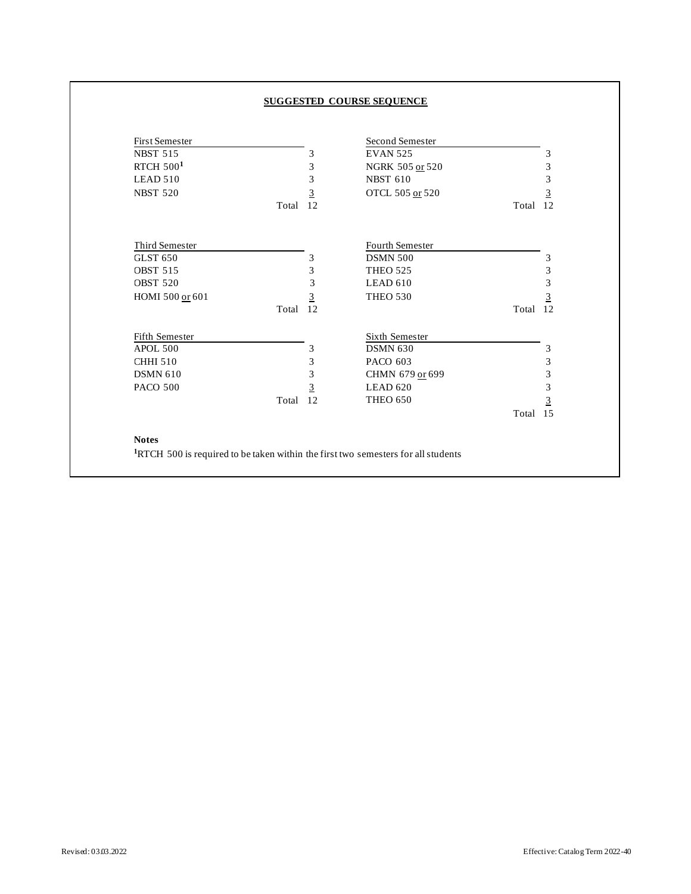## SUGGESTED COURSE SEQUENCE

| First Semester | | Second Semester | |
|---|---|---|---|
| NBST 515 | 3 | EVAN 525 | 3 |
| RTCH 500[1] | 3 | NGRK 505 or 520 | 3 |
| LEAD 510 | 3 | NBST 610 | 3 |
| NBST 520 | 3 | OTCL 505 or 520 | 3 |
| Total | 12 | Total | 12 |

| Third Semester | | Fourth Semester | |
|---|---|---|---|
| GLST 650 | 3 | DSMN 500 | 3 |
| OBST 515 | 3 | THEO 525 | 3 |
| OBST 520 | 3 | LEAD 610 | 3 |
| HOMI 500 or 601 | 3 | THEO 530 | 3 |
| Total | 12 | Total | 12 |

| Fifth Semester | | Sixth Semester | |
|---|---|---|---|
| APOL 500 | 3 | DSMN 630 | 3 |
| CHHI 510 | 3 | PACO 603 | 3 |
| DSMN 610 | 3 | CHMN 679 or 699 | 3 |
| PACO 500 | 3 | LEAD 620 | 3 |
| Total | 12 | THEO 650 | 3 |
| | | Total | 15 |

**Notes**

[1]RTCH 500 is required to be taken within the first two semesters for all students